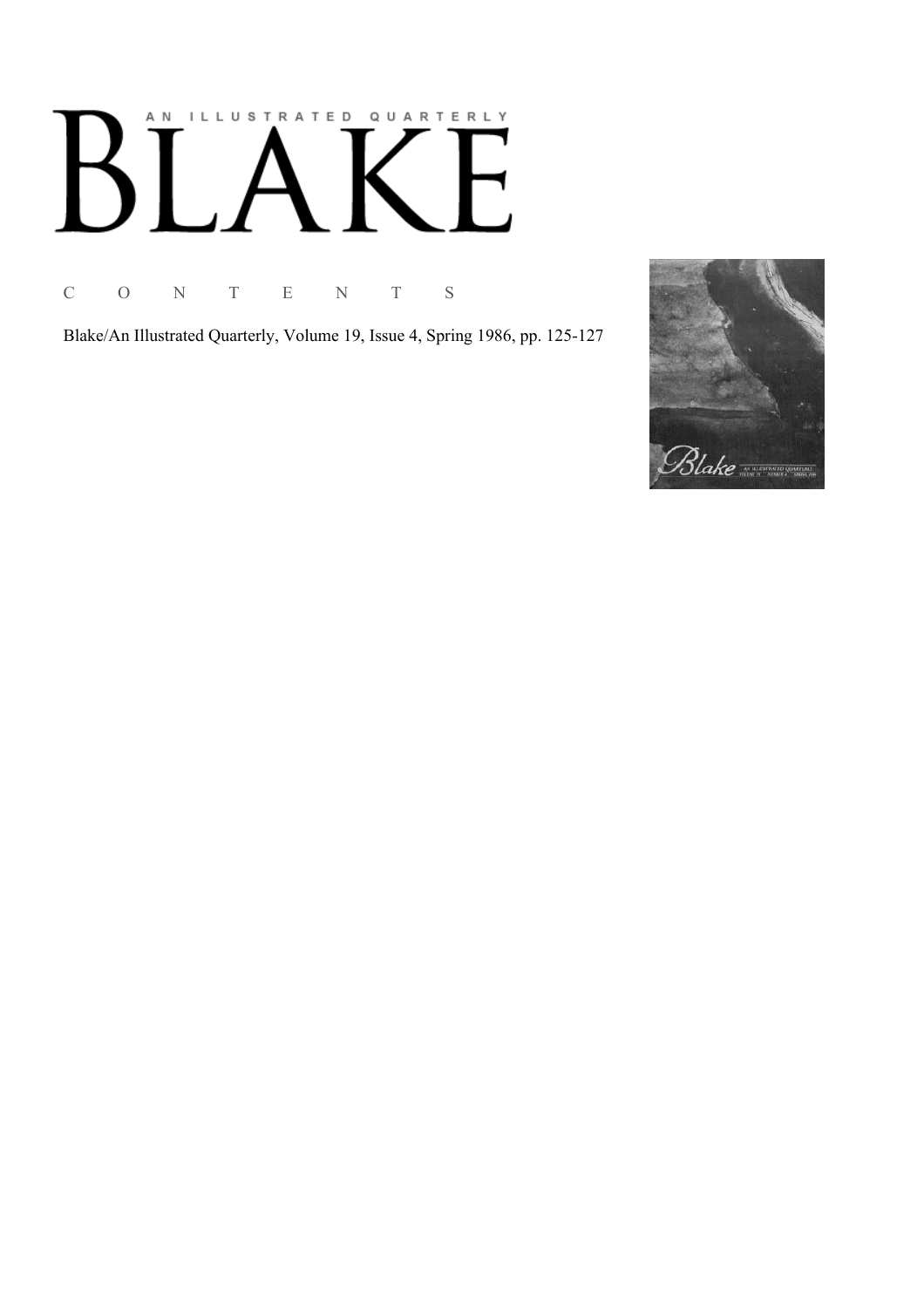A N  I L L U S T R A T E D  Q U A R T E R L Y

# BLAKE

C O N T E N T S

Blake/An Illustrated Quarterly, Volume 19, Issue 4, Spring 1986, pp. 125-127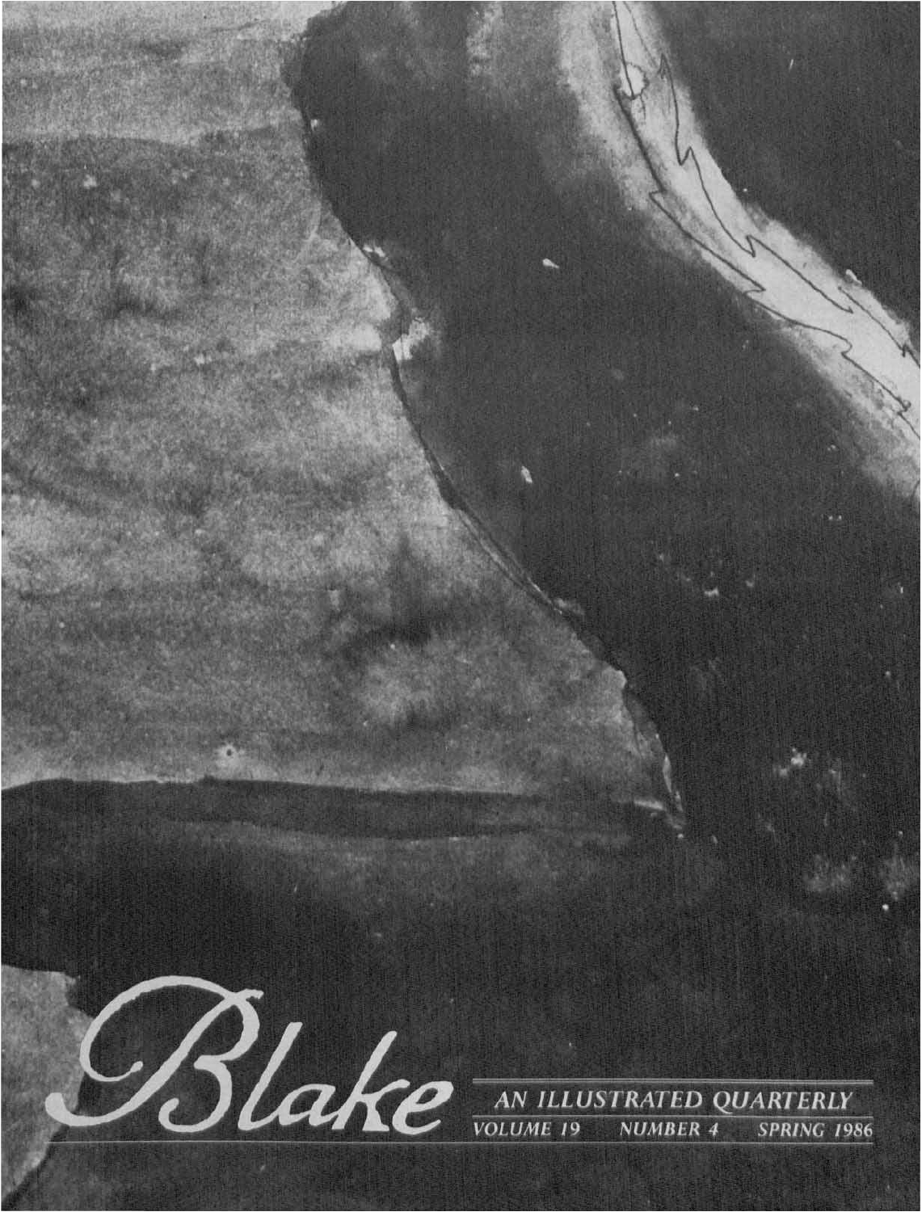# Blake

AN ILLUSTRATED QUARTERLY

VOLUME 19 NUMBER 4 SPRING 1986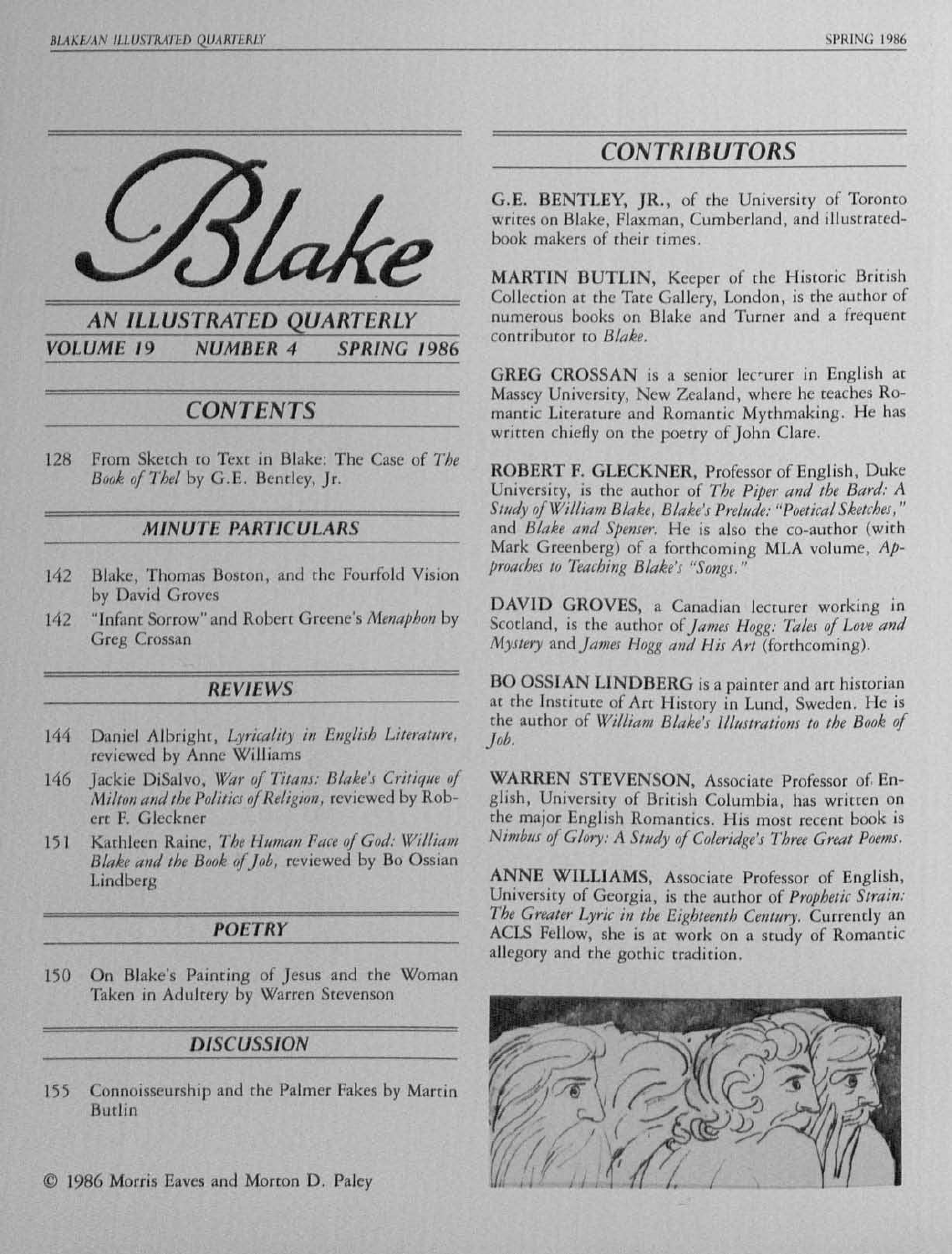# Blake

## AN ILLUSTRATED QUARTERLY

**VOLUME 19 NUMBER 4 SPRING 1986**

## CONTENTS

128 From Sketch to Text in Blake: The Case of *The Book of Thel* by G.E. Bentley, Jr.

### MINUTE PARTICULARS

142 Blake, Thomas Boston, and the Fourfold Vision by David Groves

142 "Infant Sorrow" and Robert Greene's *Menaphon* by Greg Crossan

### REVIEWS

144 Daniel Albright, *Lyricality in English Literature*, reviewed by Anne Williams

146 Jackie DiSalvo, *War of Titans: Blake's Critique of Milton and the Politics of Religion*, reviewed by Robert F. Gleckner

151 Kathleen Raine, *The Human Face of God: William Blake and the Book of Job*, reviewed by Bo Ossian Lindberg

### POETRY

150 On Blake's Painting of Jesus and the Woman Taken in Adultery by Warren Stevenson

### DISCUSSION

155 Connoisseurship and the Palmer Fakes by Martin Butlin

© 1986 Morris Eaves and Morton D. Paley

## CONTRIBUTORS

**G.E. BENTLEY, JR.**, of the University of Toronto writes on Blake, Flaxman, Cumberland, and illustrated-book makers of their times.

**MARTIN BUTLIN**, Keeper of the Historic British Collection at the Tate Gallery, London, is the author of numerous books on Blake and Turner and a frequent contributor to *Blake*.

**GREG CROSSAN** is a senior lecturer in English at Massey University, New Zealand, where he teaches Romantic Literature and Romantic Mythmaking. He has written chiefly on the poetry of John Clare.

**ROBERT F. GLECKNER**, Professor of English, Duke University, is the author of *The Piper and the Bard: A Study of William Blake*, *Blake's Prelude: "Poetical Sketches,"* and *Blake and Spenser*. He is also the co-author (with Mark Greenberg) of a forthcoming MLA volume, *Approaches to Teaching Blake's "Songs."*

**DAVID GROVES**, a Canadian lecturer working in Scotland, is the author of *James Hogg: Tales of Love and Mystery* and *James Hogg and His Art* (forthcoming).

**BO OSSIAN LINDBERG** is a painter and art historian at the Institute of Art History in Lund, Sweden. He is the author of *William Blake's Illustrations to the Book of Job*.

**WARREN STEVENSON**, Associate Professor of English, University of British Columbia, has written on the major English Romantics. His most recent book is *Nimbus of Glory: A Study of Coleridge's Three Great Poems*.

**ANNE WILLIAMS**, Associate Professor of English, University of Georgia, is the author of *Prophetic Strain: The Greater Lyric in the Eighteenth Century*. Currently an ACLS Fellow, she is at work on a study of Romantic allegory and the gothic tradition.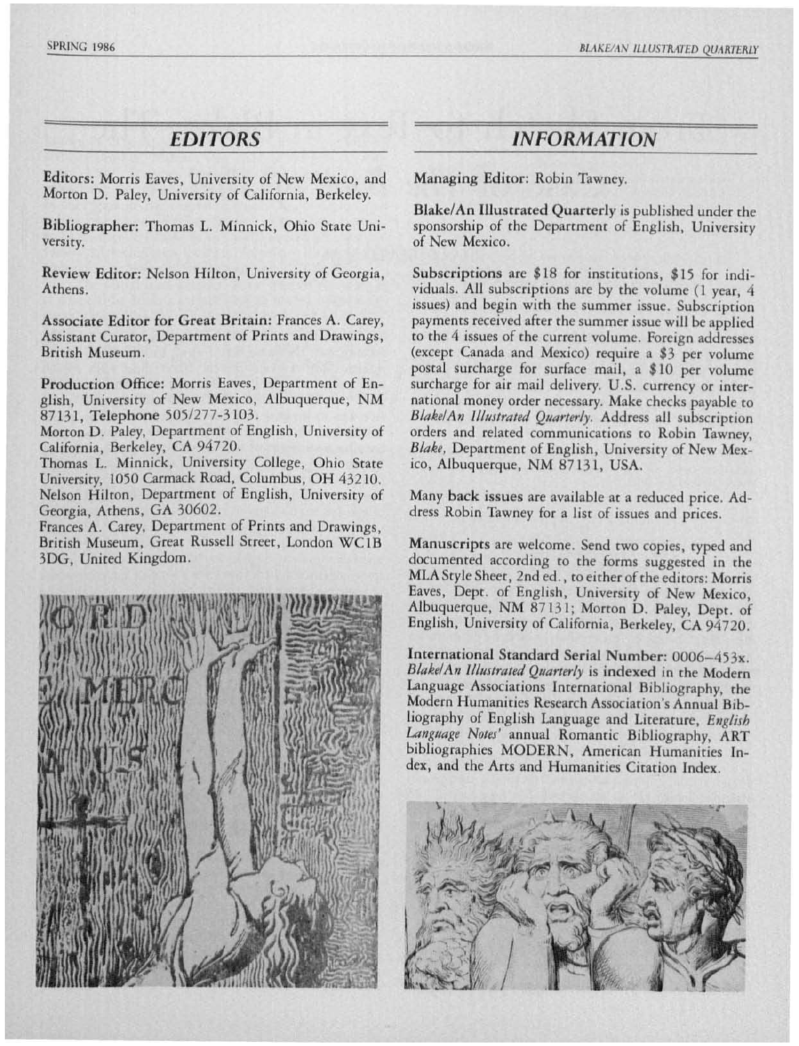## EDITORS

**Editors:** Morris Eaves, University of New Mexico, and Morton D. Paley, University of California, Berkeley.

**Bibliographer:** Thomas L. Minnick, Ohio State University.

**Review Editor:** Nelson Hilton, University of Georgia, Athens.

**Associate Editor for Great Britain:** Frances A. Carey, Assistant Curator, Department of Prints and Drawings, British Museum.

**Production Office:** Morris Eaves, Department of English, University of New Mexico, Albuquerque, NM 87131, Telephone 505/277-3103.
Morton D. Paley, Department of English, University of California, Berkeley, CA 94720.
Thomas L. Minnick, University College, Ohio State University, 1050 Carmack Road, Columbus, OH 43210.
Nelson Hilton, Department of English, University of Georgia, Athens, GA 30602.
Frances A. Carey, Department of Prints and Drawings, British Museum, Great Russell Street, London WC1B 3DG, United Kingdom.

## INFORMATION

**Managing Editor:** Robin Tawney.

**Blake/An Illustrated Quarterly** is published under the sponsorship of the Department of English, University of New Mexico.

**Subscriptions** are $18 for institutions, $15 for individuals. All subscriptions are by the volume (1 year, 4 issues) and begin with the summer issue. Subscription payments received after the summer issue will be applied to the 4 issues of the current volume. Foreign addresses (except Canada and Mexico) require a $3 per volume postal surcharge for surface mail, a $10 per volume surcharge for air mail delivery. U.S. currency or international money order necessary. Make checks payable to *Blake/An Illustrated Quarterly*. Address all subscription orders and related communications to Robin Tawney, *Blake*, Department of English, University of New Mexico, Albuquerque, NM 87131, USA.

Many **back issues** are available at a reduced price. Address Robin Tawney for a list of issues and prices.

**Manuscripts** are welcome. Send two copies, typed and documented according to the forms suggested in the MLA Style Sheet, 2nd ed., to either of the editors: Morris Eaves, Dept. of English, University of New Mexico, Albuquerque, NM 87131; Morton D. Paley, Dept. of English, University of California, Berkeley, CA 94720.

**International Standard Serial Number:** 0006-453x. *Blake/An Illustrated Quarterly* is **indexed** in the Modern Language Associations International Bibliography, the Modern Humanities Research Association's Annual Bibliography of English Language and Literature, *English Language Notes'* annual Romantic Bibliography, ART bibliographies MODERN, American Humanities Index, and the Arts and Humanities Citation Index.